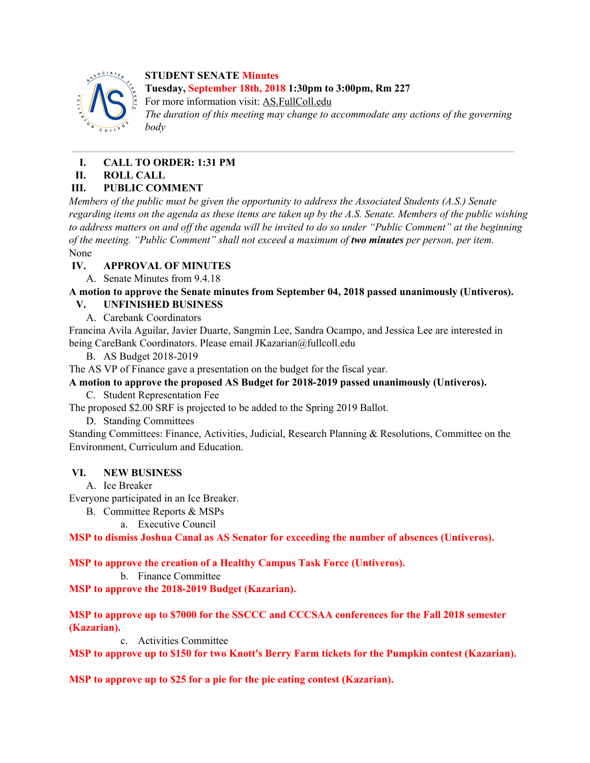**STUDENT SENATE Minutes**
**Tuesday, September 18th, 2018 1:30pm to 3:00pm, Rm 227**
For more information visit: AS.FullColl.edu
*The duration of this meeting may change to accommodate any actions of the governing body*

---

**I. CALL TO ORDER: 1:31 PM**

**II. ROLL CALL**

**III. PUBLIC COMMENT**

*Members of the public must be given the opportunity to address the Associated Students (A.S.) Senate regarding items on the agenda as these items are taken up by the A.S. Senate. Members of the public wishing to address matters on and off the agenda will be invited to do so under "Public Comment" at the beginning of the meeting. "Public Comment" shall not exceed a maximum of* ***two minutes*** *per person, per item.*

None

**IV. APPROVAL OF MINUTES**

A. Senate Minutes from 9.4.18

**A motion to approve the Senate minutes from September 04, 2018 passed unanimously (Untiveros).**

**V. UNFINISHED BUSINESS**

A. Carebank Coordinators

Francina Avila Aguilar, Javier Duarte, Sangmin Lee, Sandra Ocampo, and Jessica Lee are interested in being CareBank Coordinators. Please email JKazarian@fullcoll.edu

B. AS Budget 2018-2019

The AS VP of Finance gave a presentation on the budget for the fiscal year.

**A motion to approve the proposed AS Budget for 2018-2019 passed unanimously (Untiveros).**

C. Student Representation Fee

The proposed $2.00 SRF is projected to be added to the Spring 2019 Ballot.

D. Standing Committees

Standing Committees: Finance, Activities, Judicial, Research Planning & Resolutions, Committee on the Environment, Curriculum and Education.

**VI. NEW BUSINESS**

A. Ice Breaker

Everyone participated in an Ice Breaker.

B. Committee Reports & MSPs

a. Executive Council

**MSP to dismiss Joshua Canal as AS Senator for exceeding the number of absences (Untiveros).**

**MSP to approve the creation of a Healthy Campus Task Force (Untiveros).**

b. Finance Committee

**MSP to approve the 2018-2019 Budget (Kazarian).**

**MSP to approve up to $7000 for the SSCCC and CCCSAA conferences for the Fall 2018 semester (Kazarian).**

c. Activities Committee

**MSP to approve up to $150 for two Knott's Berry Farm tickets for the Pumpkin contest (Kazarian).**

**MSP to approve up to $25 for a pie for the pie eating contest (Kazarian).**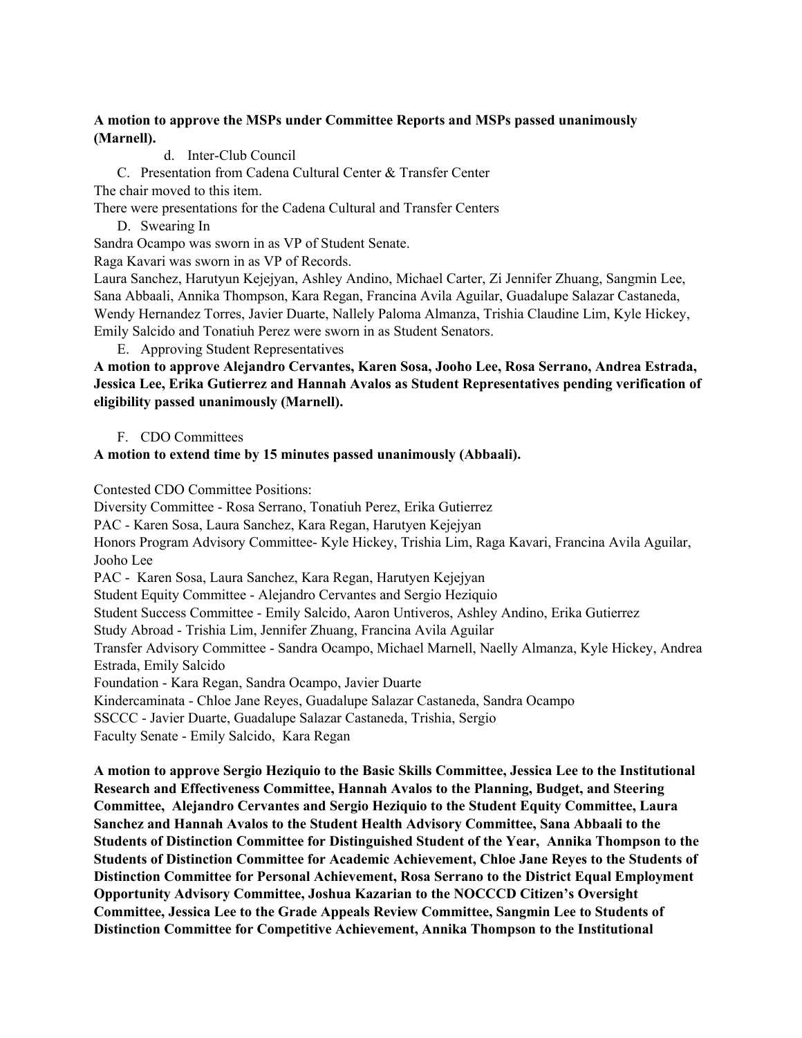**A motion to approve the MSPs under Committee Reports and MSPs passed unanimously (Marnell).**

d. Inter-Club Council

C. Presentation from Cadena Cultural Center & Transfer Center

The chair moved to this item.

There were presentations for the Cadena Cultural and Transfer Centers

D. Swearing In

Sandra Ocampo was sworn in as VP of Student Senate.

Raga Kavari was sworn in as VP of Records.

Laura Sanchez, Harutyun Kejejyan, Ashley Andino, Michael Carter, Zi Jennifer Zhuang, Sangmin Lee, Sana Abbaali, Annika Thompson, Kara Regan, Francina Avila Aguilar, Guadalupe Salazar Castaneda, Wendy Hernandez Torres, Javier Duarte, Nallely Paloma Almanza, Trishia Claudine Lim, Kyle Hickey, Emily Salcido and Tonatiuh Perez were sworn in as Student Senators.

E. Approving Student Representatives

**A motion to approve Alejandro Cervantes, Karen Sosa, Jooho Lee, Rosa Serrano, Andrea Estrada, Jessica Lee, Erika Gutierrez and Hannah Avalos as Student Representatives pending verification of eligibility passed unanimously (Marnell).**

F. CDO Committees

**A motion to extend time by 15 minutes passed unanimously (Abbaali).**

Contested CDO Committee Positions:

Diversity Committee - Rosa Serrano, Tonatiuh Perez, Erika Gutierrez

PAC - Karen Sosa, Laura Sanchez, Kara Regan, Harutyen Kejejyan

Honors Program Advisory Committee- Kyle Hickey, Trishia Lim, Raga Kavari, Francina Avila Aguilar, Jooho Lee

PAC - Karen Sosa, Laura Sanchez, Kara Regan, Harutyen Kejejyan

Student Equity Committee - Alejandro Cervantes and Sergio Heziquio

Student Success Committee - Emily Salcido, Aaron Untiveros, Ashley Andino, Erika Gutierrez

Study Abroad - Trishia Lim, Jennifer Zhuang, Francina Avila Aguilar

Transfer Advisory Committee - Sandra Ocampo, Michael Marnell, Naelly Almanza, Kyle Hickey, Andrea Estrada, Emily Salcido

Foundation - Kara Regan, Sandra Ocampo, Javier Duarte

Kindercaminata - Chloe Jane Reyes, Guadalupe Salazar Castaneda, Sandra Ocampo

SSCCC - Javier Duarte, Guadalupe Salazar Castaneda, Trishia, Sergio

Faculty Senate - Emily Salcido, Kara Regan

**A motion to approve Sergio Heziquio to the Basic Skills Committee, Jessica Lee to the Institutional Research and Effectiveness Committee, Hannah Avalos to the Planning, Budget, and Steering Committee, Alejandro Cervantes and Sergio Heziquio to the Student Equity Committee, Laura Sanchez and Hannah Avalos to the Student Health Advisory Committee, Sana Abbaali to the Students of Distinction Committee for Distinguished Student of the Year, Annika Thompson to the Students of Distinction Committee for Academic Achievement, Chloe Jane Reyes to the Students of Distinction Committee for Personal Achievement, Rosa Serrano to the District Equal Employment Opportunity Advisory Committee, Joshua Kazarian to the NOCCCD Citizen's Oversight Committee, Jessica Lee to the Grade Appeals Review Committee, Sangmin Lee to Students of Distinction Committee for Competitive Achievement, Annika Thompson to the Institutional**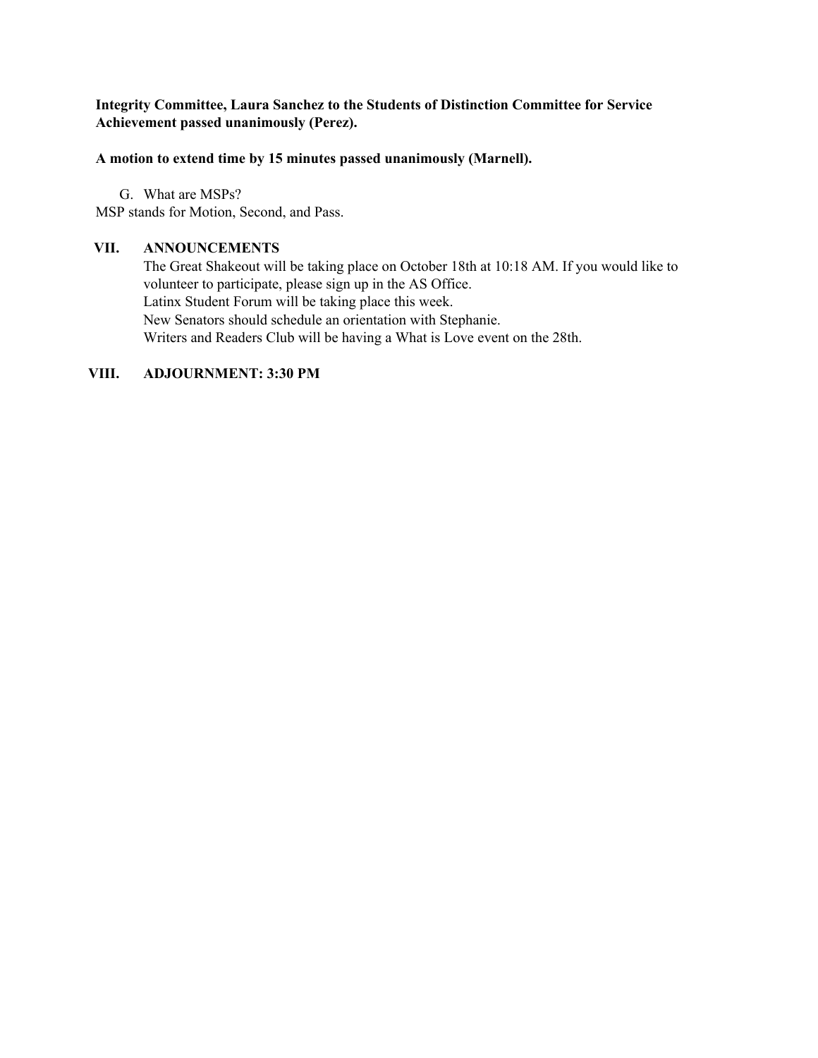**Integrity Committee, Laura Sanchez to the Students of Distinction Committee for Service Achievement passed unanimously (Perez).**

**A motion to extend time by 15 minutes passed unanimously (Marnell).**

G. What are MSPs?

MSP stands for Motion, Second, and Pass.

## VII. ANNOUNCEMENTS

The Great Shakeout will be taking place on October 18th at 10:18 AM. If you would like to volunteer to participate, please sign up in the AS Office.
Latinx Student Forum will be taking place this week.
New Senators should schedule an orientation with Stephanie.
Writers and Readers Club will be having a What is Love event on the 28th.

## VIII. ADJOURNMENT: 3:30 PM